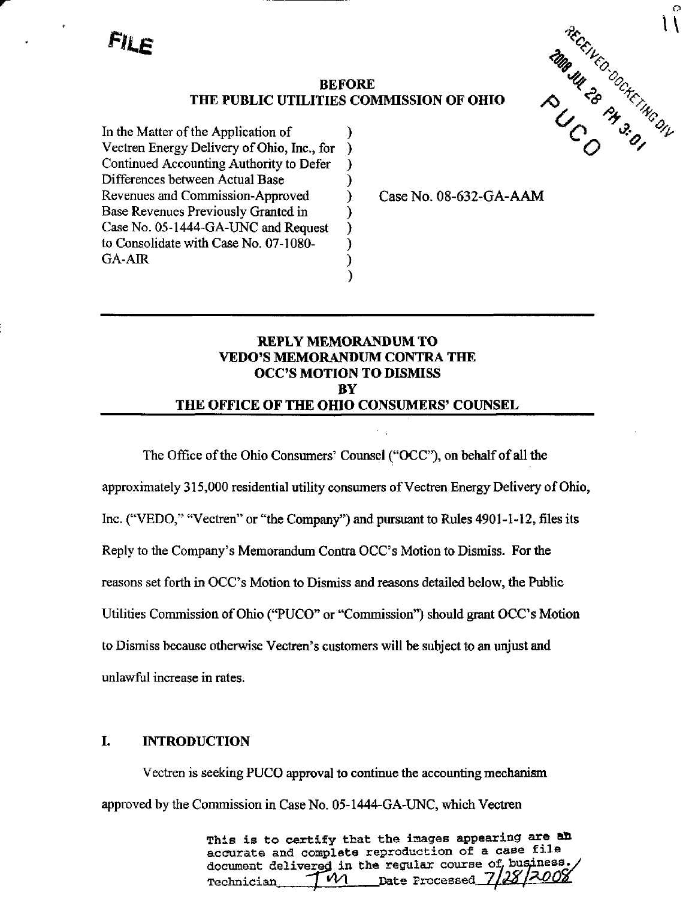FILE

RECEIVED-DOCKETING DIV
2008 JUL 28 PM 3:01
PUCO

**BEFORE**
**THE PUBLIC UTILITIES COMMISSION OF OHIO**

| | | |
|---|---|---|
| In the Matter of the Application of Vectren Energy Delivery of Ohio, Inc., for Continued Accounting Authority to Defer Differences between Actual Base Revenues and Commission-Approved Base Revenues Previously Granted in Case No. 05-1444-GA-UNC and Request to Consolidate with Case No. 07-1080-GA-AIR | ) | Case No. 08-632-GA-AAM |

**REPLY MEMORANDUM TO VEDO'S MEMORANDUM CONTRA THE OCC'S MOTION TO DISMISS BY THE OFFICE OF THE OHIO CONSUMERS' COUNSEL**

The Office of the Ohio Consumers' Counsel ("OCC"), on behalf of all the approximately 315,000 residential utility consumers of Vectren Energy Delivery of Ohio, Inc. ("VEDO," "Vectren" or "the Company") and pursuant to Rules 4901-1-12, files its Reply to the Company's Memorandum Contra OCC's Motion to Dismiss. For the reasons set forth in OCC's Motion to Dismiss and reasons detailed below, the Public Utilities Commission of Ohio ("PUCO" or "Commission") should grant OCC's Motion to Dismiss because otherwise Vectren's customers will be subject to an unjust and unlawful increase in rates.

## I. INTRODUCTION

Vectren is seeking PUCO approval to continue the accounting mechanism approved by the Commission in Case No. 05-1444-GA-UNC, which Vectren

This is to certify that the images appearing are an accurate and complete reproduction of a case file document delivered in the regular course of business.
Technician TM Date Processed 7/28/2008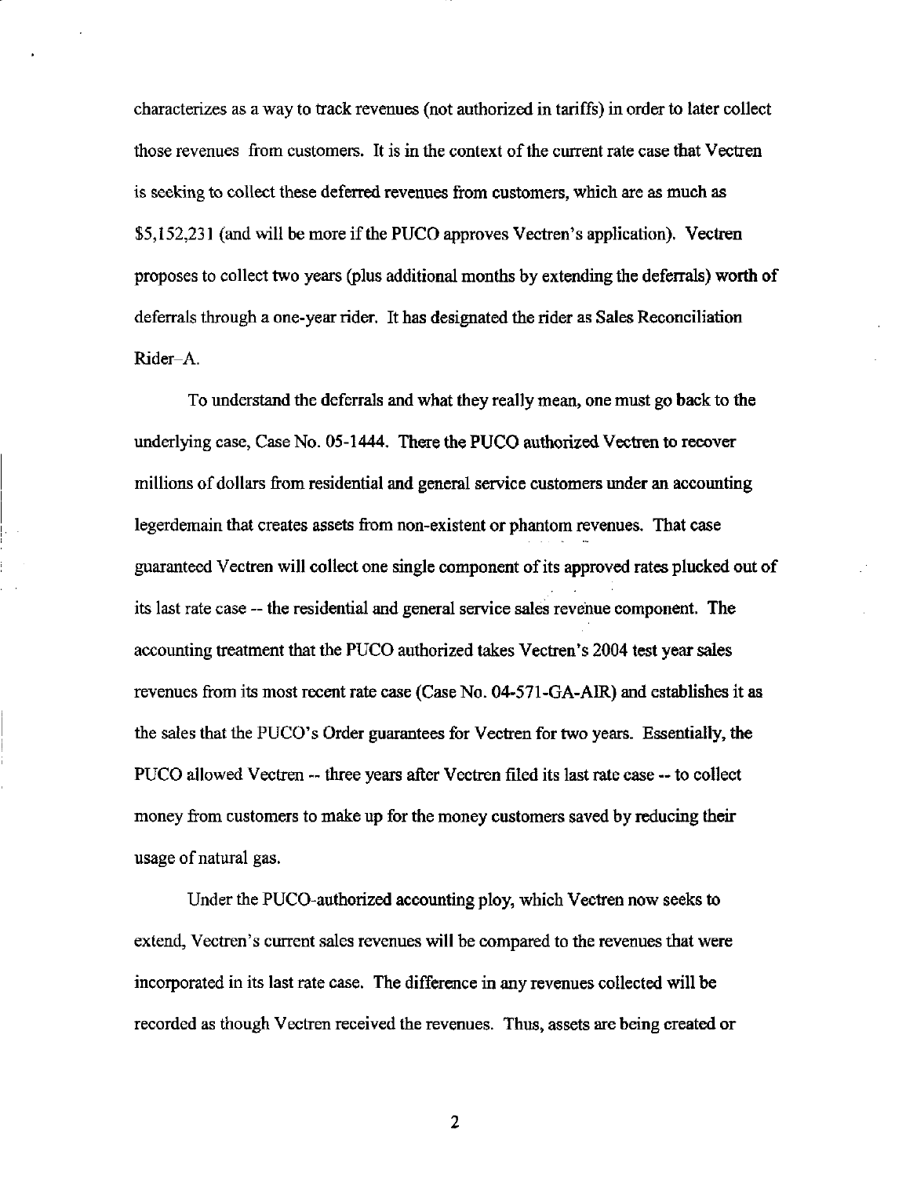characterizes as a way to track revenues (not authorized in tariffs) in order to later collect those revenues from customers. It is in the context of the current rate case that Vectren is seeking to collect these deferred revenues from customers, which are as much as $5,152,231 (and will be more if the PUCO approves Vectren's application). Vectren proposes to collect two years (plus additional months by extending the deferrals) worth of deferrals through a one-year rider. It has designated the rider as Sales Reconciliation Rider–A.

To understand the deferrals and what they really mean, one must go back to the underlying case, Case No. 05-1444. There the PUCO authorized Vectren to recover millions of dollars from residential and general service customers under an accounting legerdemain that creates assets from non-existent or phantom revenues. That case guaranteed Vectren will collect one single component of its approved rates plucked out of its last rate case -- the residential and general service sales revenue component. The accounting treatment that the PUCO authorized takes Vectren's 2004 test year sales revenues from its most recent rate case (Case No. 04-571-GA-AIR) and establishes it as the sales that the PUCO's Order guarantees for Vectren for two years. Essentially, the PUCO allowed Vectren -- three years after Vectren filed its last rate case -- to collect money from customers to make up for the money customers saved by reducing their usage of natural gas.

Under the PUCO-authorized accounting ploy, which Vectren now seeks to extend, Vectren's current sales revenues will be compared to the revenues that were incorporated in its last rate case. The difference in any revenues collected will be recorded as though Vectren received the revenues. Thus, assets are being created or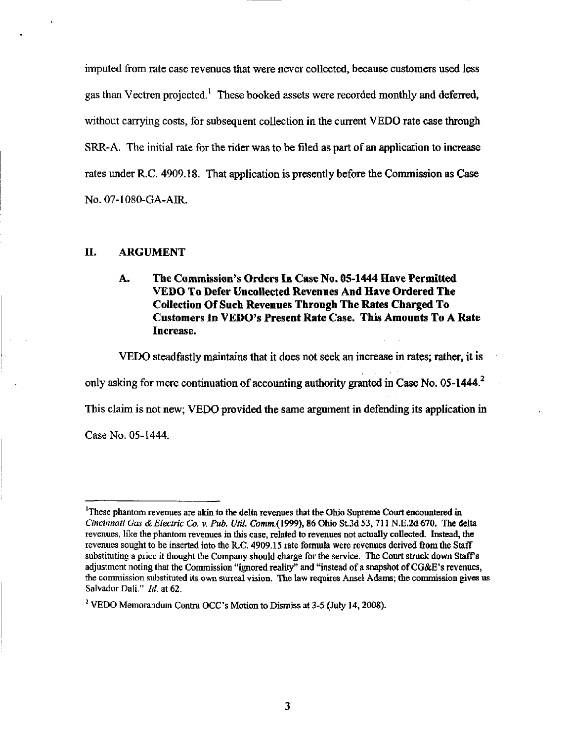imputed from rate case revenues that were never collected, because customers used less gas than Vectren projected.[1] These booked assets were recorded monthly and deferred, without carrying costs, for subsequent collection in the current VEDO rate case through SRR-A. The initial rate for the rider was to be filed as part of an application to increase rates under R.C. 4909.18. That application is presently before the Commission as Case No. 07-1080-GA-AIR.

## II. ARGUMENT

### A. The Commission's Orders In Case No. 05-1444 Have Permitted VEDO To Defer Uncollected Revenues And Have Ordered The Collection Of Such Revenues Through The Rates Charged To Customers In VEDO's Present Rate Case. This Amounts To A Rate Increase.

VEDO steadfastly maintains that it does not seek an increase in rates; rather, it is only asking for mere continuation of accounting authority granted in Case No. 05-1444.[2] This claim is not new; VEDO provided the same argument in defending its application in Case No. 05-1444.

---

[1] These phantom revenues are akin to the delta revenues that the Ohio Supreme Court encountered in *Cincinnati Gas & Electric Co. v. Pub. Util. Comm.*(1999), 86 Ohio St.3d 53, 711 N.E.2d 670. The delta revenues, like the phantom revenues in this case, related to revenues not actually collected. Instead, the revenues sought to be inserted into the R.C. 4909.15 rate formula were revenues derived from the Staff substituting a price it thought the Company should charge for the service. The Court struck down Staff's adjustment noting that the Commission "ignored reality" and "instead of a snapshot of CG&E's revenues, the commission substituted its own surreal vision. The law requires Ansel Adams; the commission gives us Salvador Dali." *Id.* at 62.

[2] VEDO Memorandum Contra OCC's Motion to Dismiss at 3-5 (July 14, 2008).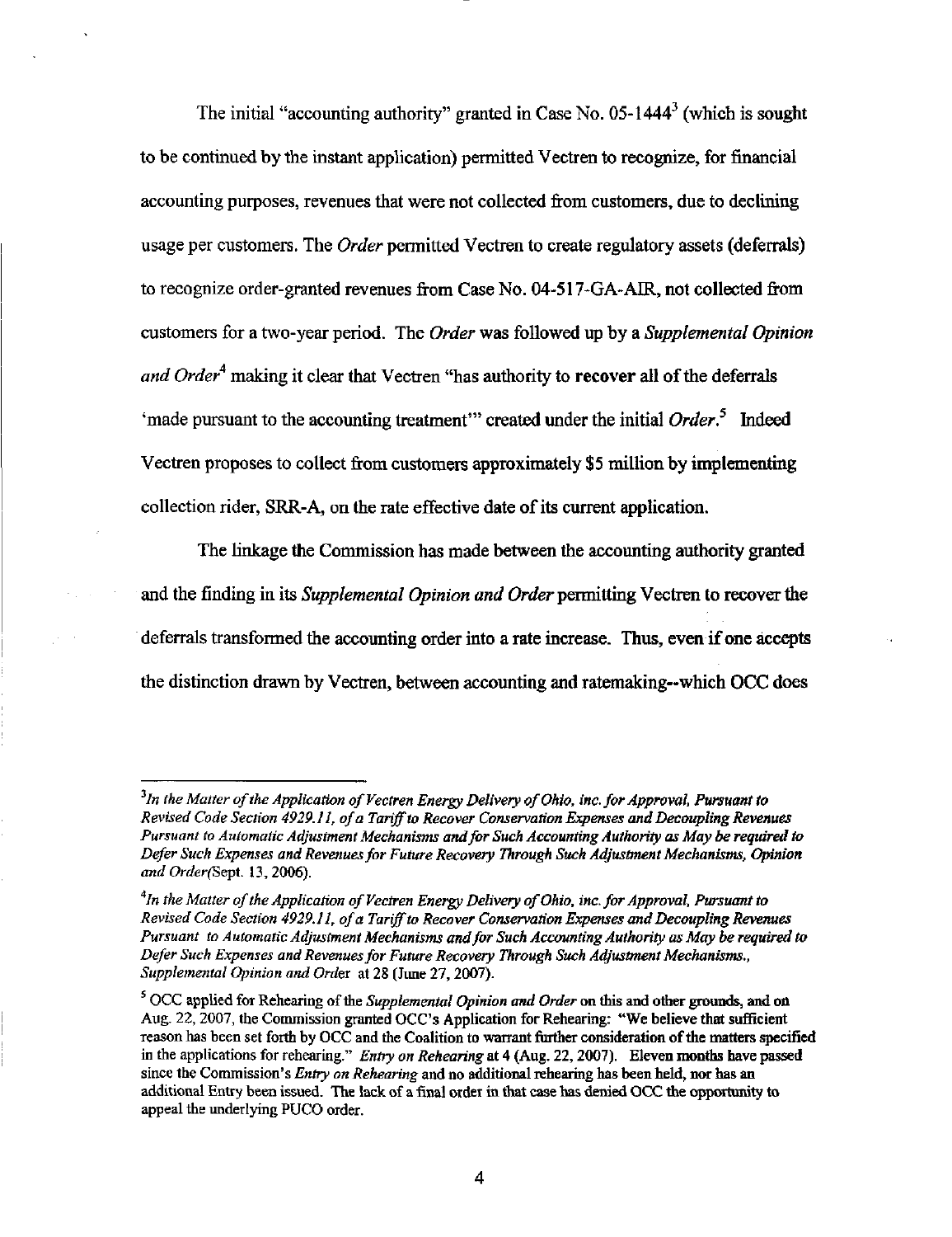The initial "accounting authority" granted in Case No. 05-1444[3] (which is sought to be continued by the instant application) permitted Vectren to recognize, for financial accounting purposes, revenues that were not collected from customers, due to declining usage per customers. The *Order* permitted Vectren to create regulatory assets (deferrals) to recognize order-granted revenues from Case No. 04-517-GA-AIR, not collected from customers for a two-year period. The *Order* was followed up by a *Supplemental Opinion and Order*[4] making it clear that Vectren "has authority to **recover** all of the deferrals 'made pursuant to the accounting treatment'" created under the initial *Order*.[5] Indeed Vectren proposes to collect from customers approximately $5 million by implementing collection rider, SRR-A, on the rate effective date of its current application.

The linkage the Commission has made between the accounting authority granted and the finding in its *Supplemental Opinion and Order* permitting Vectren to recover the deferrals transformed the accounting order into a rate increase. Thus, even if one accepts the distinction drawn by Vectren, between accounting and ratemaking--which OCC does

---

[3] *In the Matter of the Application of Vectren Energy Delivery of Ohio, inc. for Approval, Pursuant to Revised Code Section 4929.11, of a Tariff to Recover Conservation Expenses and Decoupling Revenues Pursuant to Automatic Adjustment Mechanisms and for Such Accounting Authority as May be required to Defer Such Expenses and Revenues for Future Recovery Through Such Adjustment Mechanisms, Opinion and Order*(Sept. 13, 2006).

[4] *In the Matter of the Application of Vectren Energy Delivery of Ohio, inc. for Approval, Pursuant to Revised Code Section 4929.11, of a Tariff to Recover Conservation Expenses and Decoupling Revenues Pursuant to Automatic Adjustment Mechanisms and for Such Accounting Authority as May be required to Defer Such Expenses and Revenues for Future Recovery Through Such Adjustment Mechanisms., Supplemental Opinion and Order* at 28 (June 27, 2007).

[5] OCC applied for Rehearing of the *Supplemental Opinion and Order* on this and other grounds, and on Aug. 22, 2007, the Commission granted OCC's Application for Rehearing: "We believe that sufficient reason has been set forth by OCC and the Coalition to warrant further consideration of the matters specified in the applications for rehearing." *Entry on Rehearing* at 4 (Aug. 22, 2007). Eleven months have passed since the Commission's *Entry on Rehearing* and no additional rehearing has been held, nor has an additional Entry been issued. The lack of a final order in that case has denied OCC the opportunity to appeal the underlying PUCO order.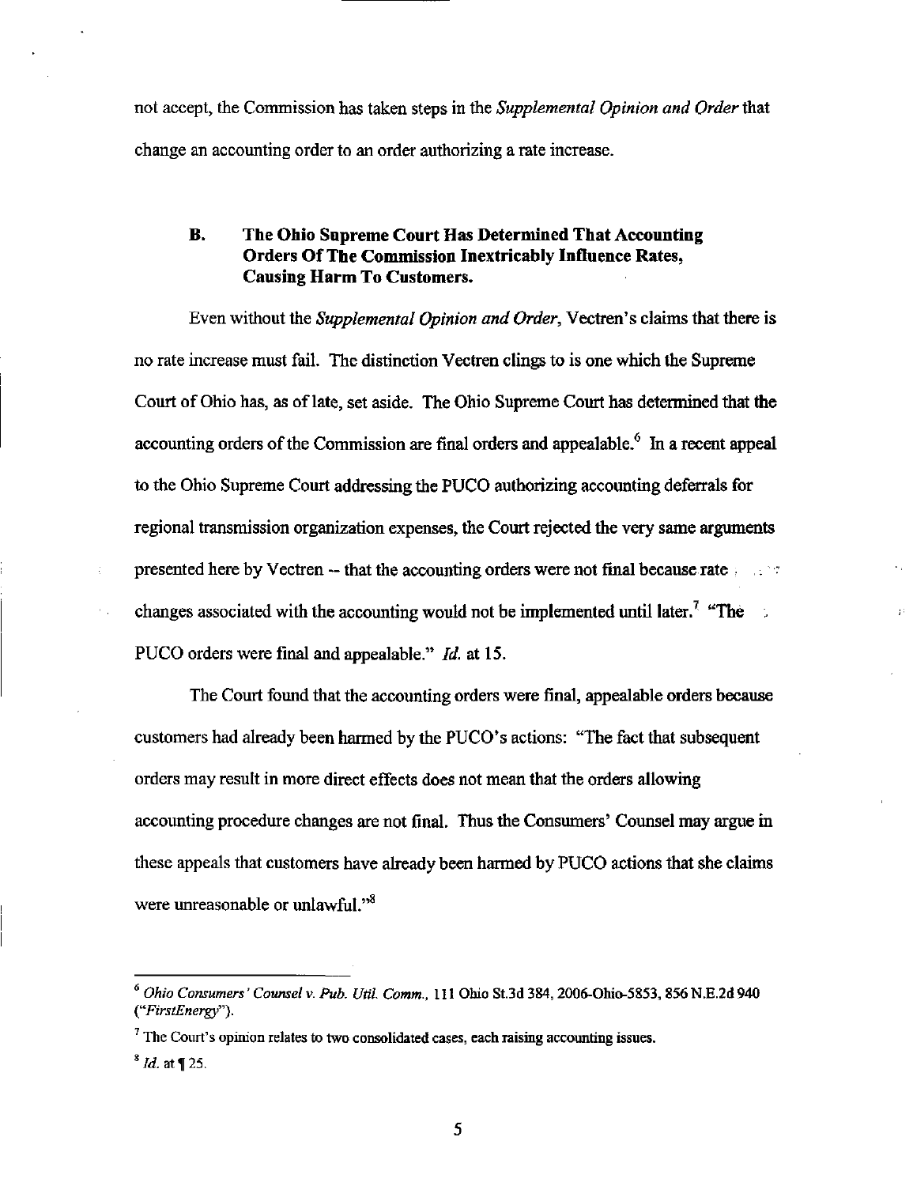not accept, the Commission has taken steps in the *Supplemental Opinion and Order* that change an accounting order to an order authorizing a rate increase.

### B. The Ohio Supreme Court Has Determined That Accounting Orders Of The Commission Inextricably Influence Rates, Causing Harm To Customers.

Even without the *Supplemental Opinion and Order*, Vectren's claims that there is no rate increase must fail. The distinction Vectren clings to is one which the Supreme Court of Ohio has, as of late, set aside. The Ohio Supreme Court has determined that the accounting orders of the Commission are final orders and appealable.[6] In a recent appeal to the Ohio Supreme Court addressing the PUCO authorizing accounting deferrals for regional transmission organization expenses, the Court rejected the very same arguments presented here by Vectren -- that the accounting orders were not final because rate changes associated with the accounting would not be implemented until later.[7] "The PUCO orders were final and appealable." *Id.* at 15.

The Court found that the accounting orders were final, appealable orders because customers had already been harmed by the PUCO's actions: "The fact that subsequent orders may result in more direct effects does not mean that the orders allowing accounting procedure changes are not final. Thus the Consumers' Counsel may argue in these appeals that customers have already been harmed by PUCO actions that she claims were unreasonable or unlawful."[8]

---

[6] *Ohio Consumers' Counsel v. Pub. Util. Comm.*, 111 Ohio St.3d 384, 2006-Ohio-5853, 856 N.E.2d 940 (*"FirstEnergy"*).

[7] The Court's opinion relates to two consolidated cases, each raising accounting issues.

[8] *Id.* at ¶ 25.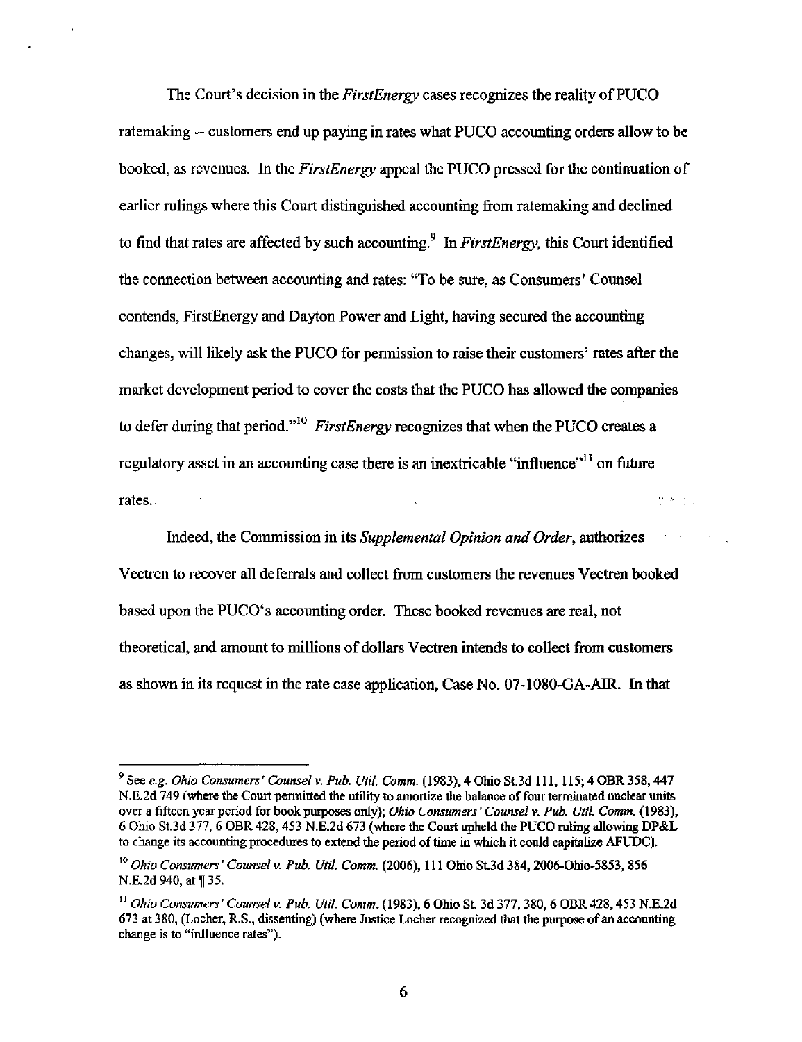The Court's decision in the *FirstEnergy* cases recognizes the reality of PUCO ratemaking -- customers end up paying in rates what PUCO accounting orders allow to be booked, as revenues. In the *FirstEnergy* appeal the PUCO pressed for the continuation of earlier rulings where this Court distinguished accounting from ratemaking and declined to find that rates are affected by such accounting.[9] In *FirstEnergy*, this Court identified the connection between accounting and rates: "To be sure, as Consumers' Counsel contends, FirstEnergy and Dayton Power and Light, having secured the accounting changes, will likely ask the PUCO for permission to raise their customers' rates after the market development period to cover the costs that the PUCO has allowed the companies to defer during that period."[10] *FirstEnergy* recognizes that when the PUCO creates a regulatory asset in an accounting case there is an inextricable "influence"[11] on future rates.

Indeed, the Commission in its *Supplemental Opinion and Order*, authorizes Vectren to recover all deferrals and collect from customers the revenues Vectren booked based upon the PUCO's accounting order. These booked revenues are real, not theoretical, and amount to millions of dollars Vectren intends to collect from customers as shown in its request in the rate case application, Case No. 07-1080-GA-AIR. In that

---

[9] See *e.g. Ohio Consumers' Counsel v. Pub. Util. Comm.* (1983), 4 Ohio St.3d 111, 115; 4 OBR 358, 447 N.E.2d 749 (where the Court permitted the utility to amortize the balance of four terminated nuclear units over a fifteen year period for book purposes only); *Ohio Consumers' Counsel v. Pub. Util. Comm.* (1983), 6 Ohio St.3d 377, 6 OBR 428, 453 N.E.2d 673 (where the Court upheld the PUCO ruling allowing DP&L to change its accounting procedures to extend the period of time in which it could capitalize AFUDC).

[10] *Ohio Consumers' Counsel v. Pub. Util. Comm.* (2006), 111 Ohio St.3d 384, 2006-Ohio-5853, 856 N.E.2d 940, at ¶ 35.

[11] *Ohio Consumers' Counsel v. Pub. Util. Comm.* (1983), 6 Ohio St. 3d 377, 380, 6 OBR 428, 453 N.E.2d 673 at 380, (Locher, R.S., dissenting) (where Justice Locher recognized that the purpose of an accounting change is to "influence rates").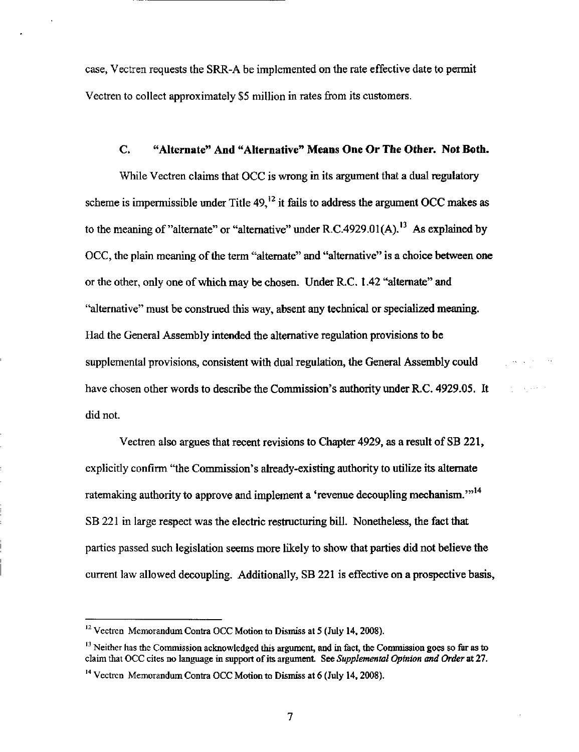case, Vectren requests the SRR-A be implemented on the rate effective date to permit Vectren to collect approximately $5 million in rates from its customers.

### C. "Alternate" And "Alternative" Means One Or The Other. Not Both.

While Vectren claims that OCC is wrong in its argument that a dual regulatory scheme is impermissible under Title 49,[12] it fails to address the argument OCC makes as to the meaning of "alternate" or "alternative" under R.C.4929.01(A).[13] As explained by OCC, the plain meaning of the term "alternate" and "alternative" is a choice between one or the other, only one of which may be chosen. Under R.C. 1.42 "alternate" and "alternative" must be construed this way, absent any technical or specialized meaning. Had the General Assembly intended the alternative regulation provisions to be supplemental provisions, consistent with dual regulation, the General Assembly could have chosen other words to describe the Commission's authority under R.C. 4929.05. It did not.

Vectren also argues that recent revisions to Chapter 4929, as a result of SB 221, explicitly confirm "the Commission's already-existing authority to utilize its alternate ratemaking authority to approve and implement a 'revenue decoupling mechanism.'"[14] SB 221 in large respect was the electric restructuring bill. Nonetheless, the fact that parties passed such legislation seems more likely to show that parties did not believe the current law allowed decoupling. Additionally, SB 221 is effective on a prospective basis,

---

[12] Vectren Memorandum Contra OCC Motion to Dismiss at 5 (July 14, 2008).

[13] Neither has the Commission acknowledged this argument, and in fact, the Commission goes so far as to claim that OCC cites no language in support of its argument. See *Supplemental Opinion and Order* at 27.

[14] Vectren Memorandum Contra OCC Motion to Dismiss at 6 (July 14, 2008).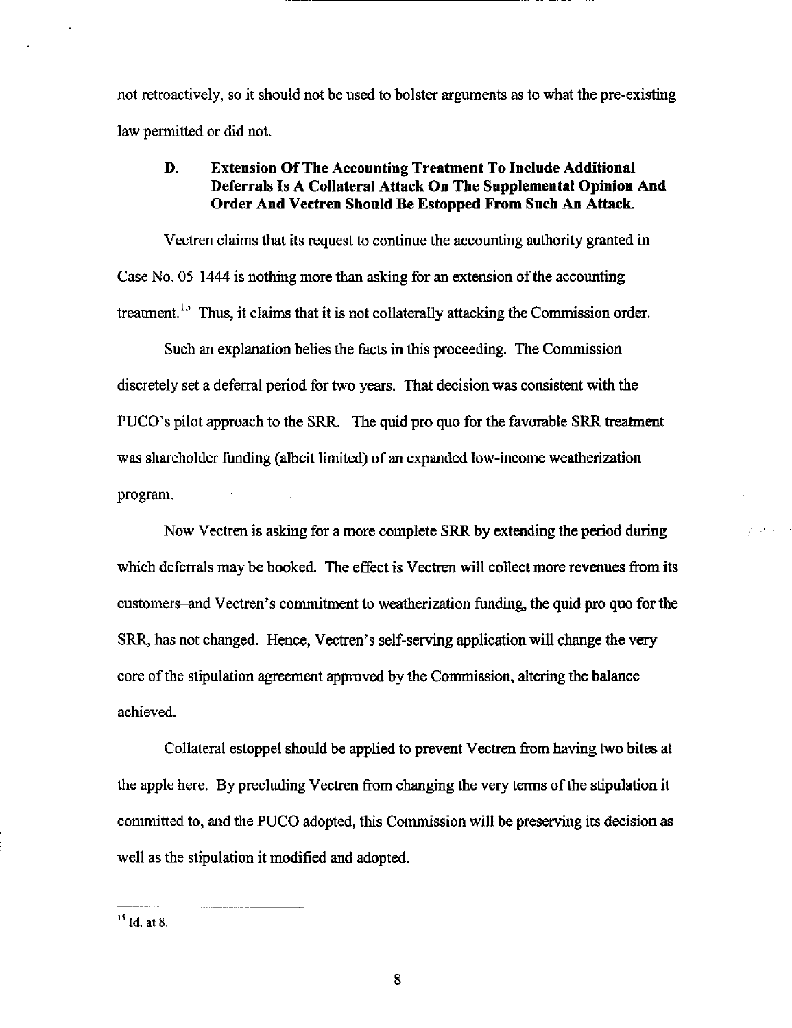not retroactively, so it should not be used to bolster arguments as to what the pre-existing law permitted or did not.

### D. Extension Of The Accounting Treatment To Include Additional Deferrals Is A Collateral Attack On The Supplemental Opinion And Order And Vectren Should Be Estopped From Such An Attack.

Vectren claims that its request to continue the accounting authority granted in Case No. 05-1444 is nothing more than asking for an extension of the accounting treatment.[15] Thus, it claims that it is not collaterally attacking the Commission order.

Such an explanation belies the facts in this proceeding. The Commission discretely set a deferral period for two years. That decision was consistent with the PUCO's pilot approach to the SRR. The quid pro quo for the favorable SRR treatment was shareholder funding (albeit limited) of an expanded low-income weatherization program.

Now Vectren is asking for a more complete SRR by extending the period during which deferrals may be booked. The effect is Vectren will collect more revenues from its customers–and Vectren's commitment to weatherization funding, the quid pro quo for the SRR, has not changed. Hence, Vectren's self-serving application will change the very core of the stipulation agreement approved by the Commission, altering the balance achieved.

Collateral estoppel should be applied to prevent Vectren from having two bites at the apple here. By precluding Vectren from changing the very terms of the stipulation it committed to, and the PUCO adopted, this Commission will be preserving its decision as well as the stipulation it modified and adopted.

---

[15] Id. at 8.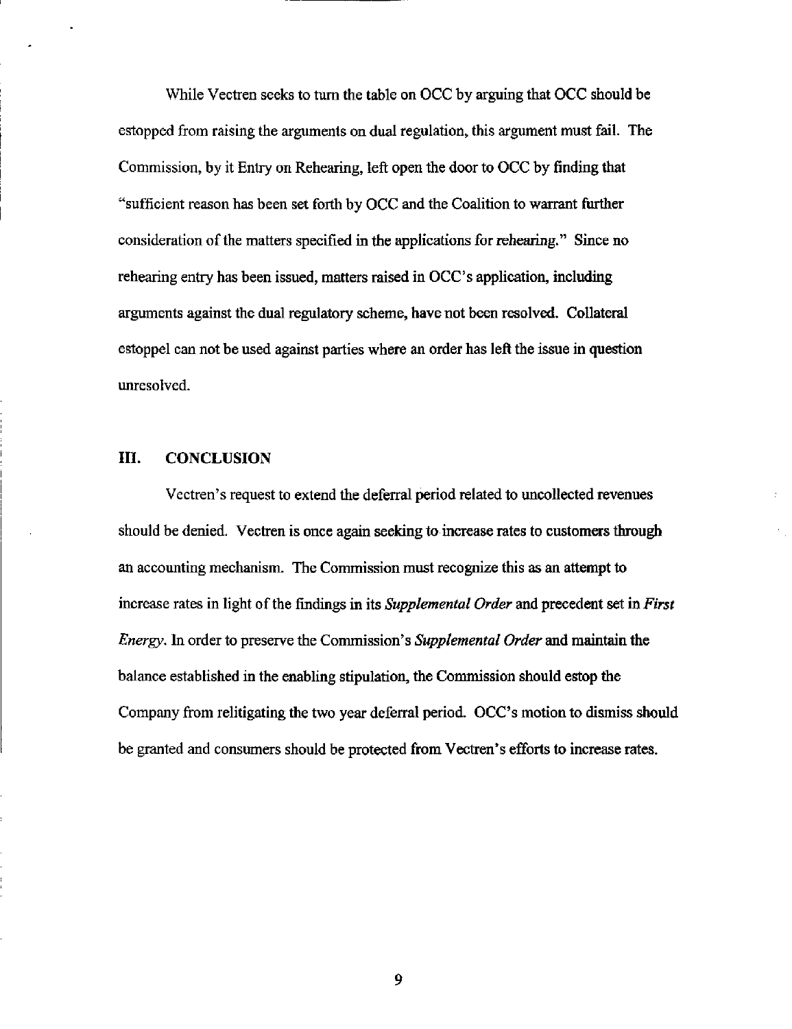While Vectren seeks to turn the table on OCC by arguing that OCC should be estopped from raising the arguments on dual regulation, this argument must fail. The Commission, by it Entry on Rehearing, left open the door to OCC by finding that "sufficient reason has been set forth by OCC and the Coalition to warrant further consideration of the matters specified in the applications for rehearing." Since no rehearing entry has been issued, matters raised in OCC's application, including arguments against the dual regulatory scheme, have not been resolved. Collateral estoppel can not be used against parties where an order has left the issue in question unresolved.

## III. CONCLUSION

Vectren's request to extend the deferral period related to uncollected revenues should be denied. Vectren is once again seeking to increase rates to customers through an accounting mechanism. The Commission must recognize this as an attempt to increase rates in light of the findings in its *Supplemental Order* and precedent set in *First Energy*. In order to preserve the Commission's *Supplemental Order* and maintain the balance established in the enabling stipulation, the Commission should estop the Company from relitigating the two year deferral period. OCC's motion to dismiss should be granted and consumers should be protected from Vectren's efforts to increase rates.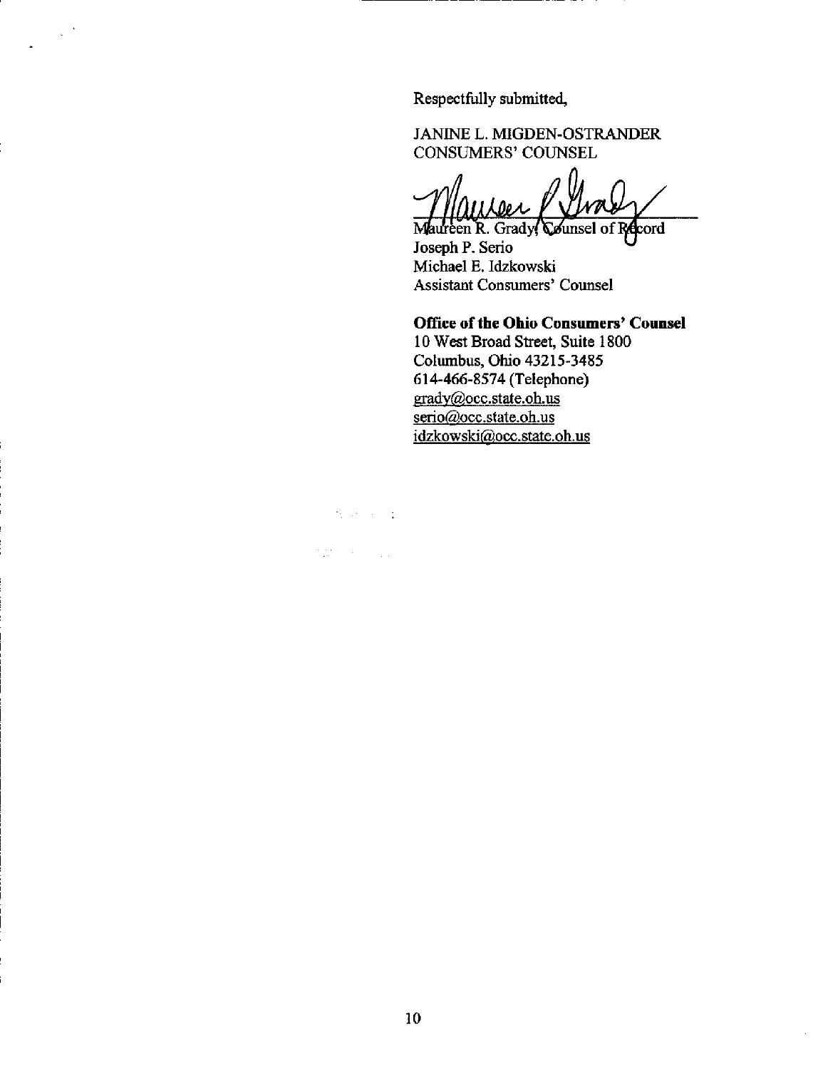Respectfully submitted,

JANINE L. MIGDEN-OSTRANDER
CONSUMERS' COUNSEL

Maureen R. Grady, Counsel of Record
Joseph P. Serio
Michael E. Idzkowski
Assistant Consumers' Counsel

**Office of the Ohio Consumers' Counsel**
10 West Broad Street, Suite 1800
Columbus, Ohio 43215-3485
614-466-8574 (Telephone)
grady@occ.state.oh.us
serio@occ.state.oh.us
idzkowski@occ.state.oh.us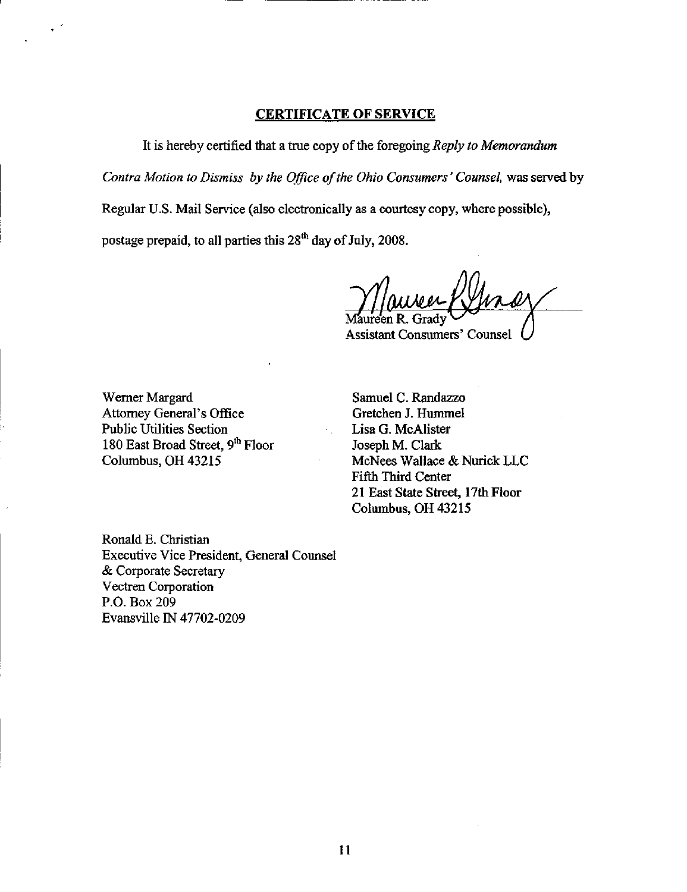## CERTIFICATE OF SERVICE

It is hereby certified that a true copy of the foregoing *Reply to Memorandum Contra Motion to Dismiss by the Office of the Ohio Consumers' Counsel*, was served by Regular U.S. Mail Service (also electronically as a courtesy copy, where possible), postage prepaid, to all parties this 28th day of July, 2008.

Maureen R. Grady
Assistant Consumers' Counsel

Werner Margard
Attorney General's Office
Public Utilities Section
180 East Broad Street, 9th Floor
Columbus, OH 43215

Samuel C. Randazzo
Gretchen J. Hummel
Lisa G. McAlister
Joseph M. Clark
McNees Wallace & Nurick LLC
Fifth Third Center
21 East State Street, 17th Floor
Columbus, OH 43215

Ronald E. Christian
Executive Vice President, General Counsel
& Corporate Secretary
Vectren Corporation
P.O. Box 209
Evansville IN 47702-0209